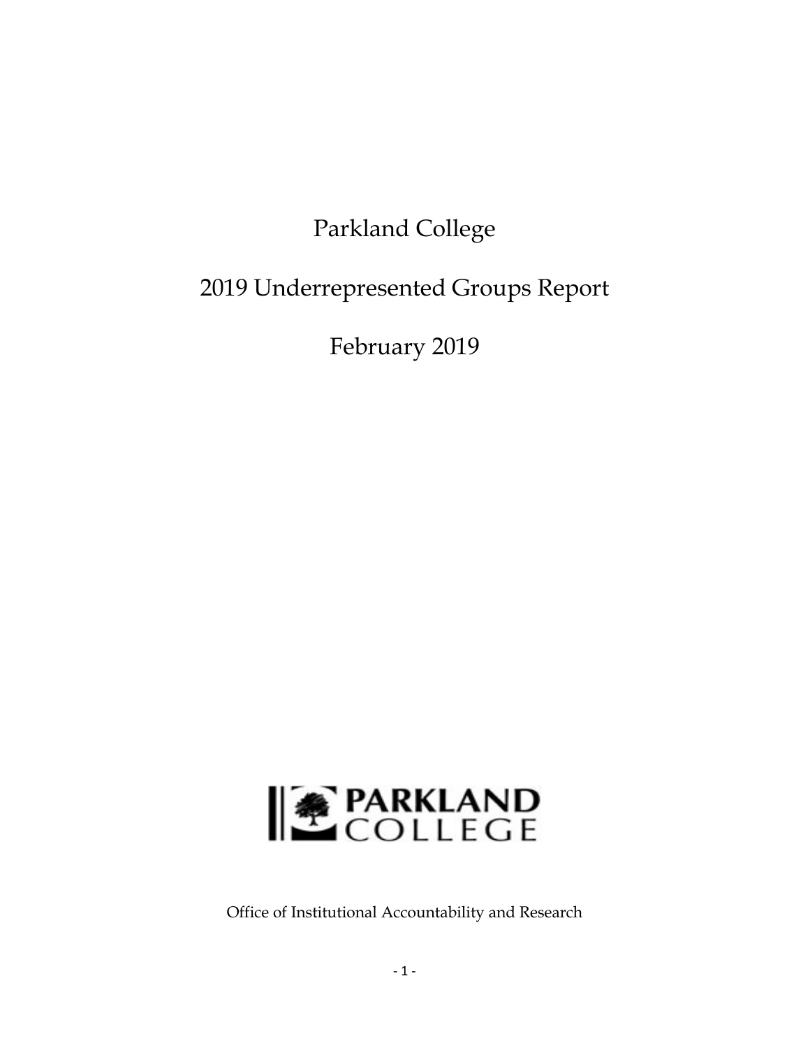# Parkland College

## 2019 Underrepresented Groups Report

## February 2019

PARKLAND COLLEGE

Office of Institutional Accountability and Research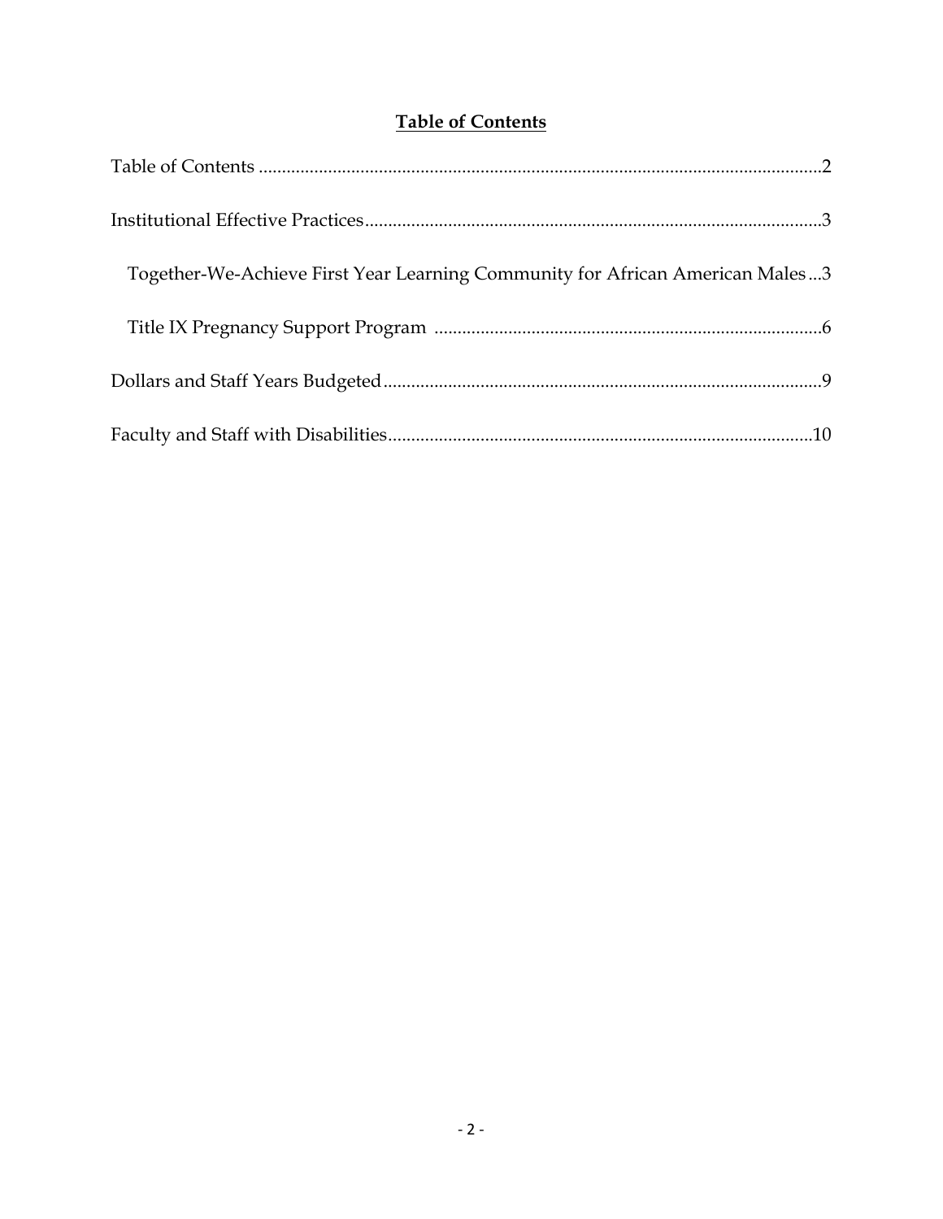# Table of Contents

Table of Contents ..........................................................................................................................2

Institutional Effective Practices...................................................................................................3

- Together-We-Achieve First Year Learning Community for African American Males...3
- Title IX Pregnancy Support Program ...................................................................................6

Dollars and Staff Years Budgeted..............................................................................................9

Faculty and Staff with Disabilities...........................................................................................10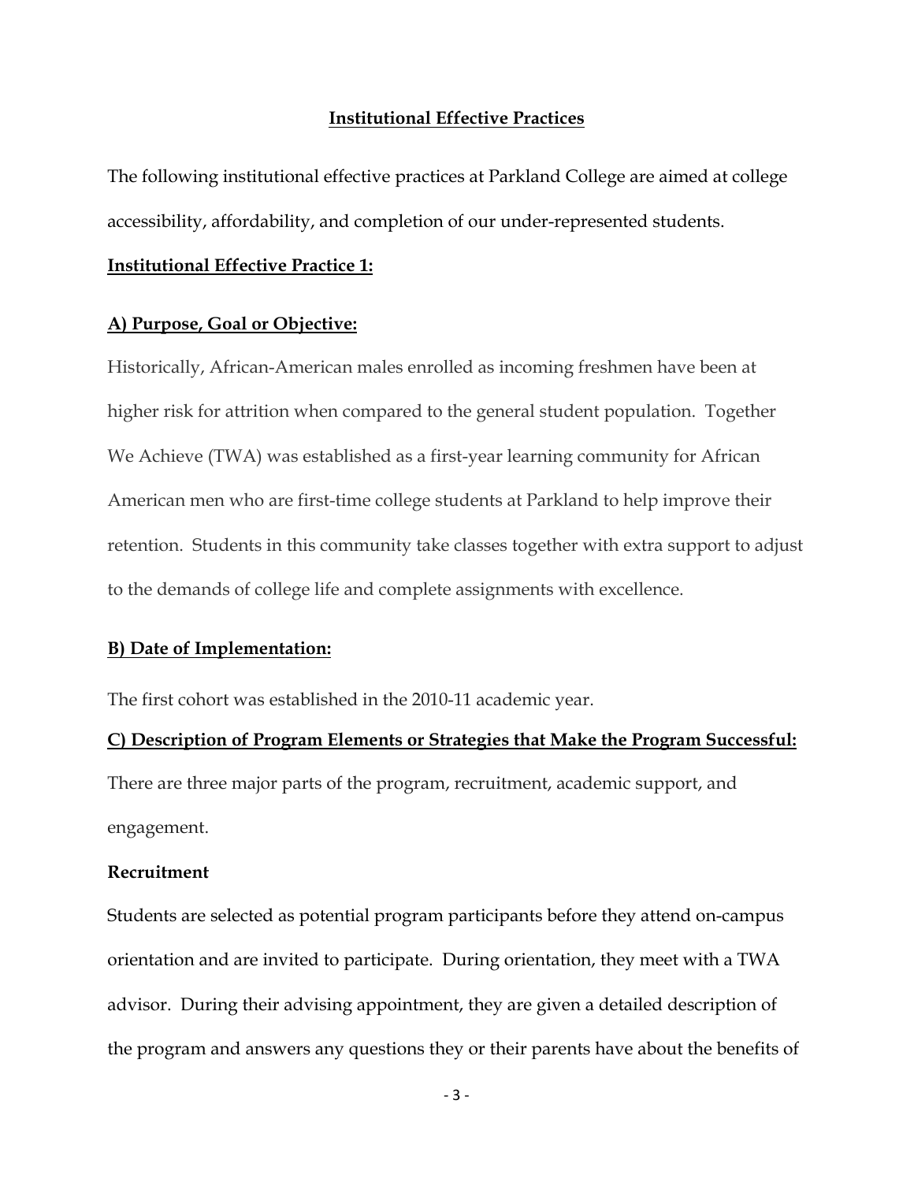## Institutional Effective Practices

The following institutional effective practices at Parkland College are aimed at college accessibility, affordability, and completion of our under-represented students.

### Institutional Effective Practice 1:

**A) Purpose, Goal or Objective:**

Historically, African-American males enrolled as incoming freshmen have been at higher risk for attrition when compared to the general student population. Together We Achieve (TWA) was established as a first-year learning community for African American men who are first-time college students at Parkland to help improve their retention. Students in this community take classes together with extra support to adjust to the demands of college life and complete assignments with excellence.

**B) Date of Implementation:**

The first cohort was established in the 2010-11 academic year.

**C) Description of Program Elements or Strategies that Make the Program Successful:**

There are three major parts of the program, recruitment, academic support, and engagement.

**Recruitment**

Students are selected as potential program participants before they attend on-campus orientation and are invited to participate. During orientation, they meet with a TWA advisor. During their advising appointment, they are given a detailed description of the program and answers any questions they or their parents have about the benefits of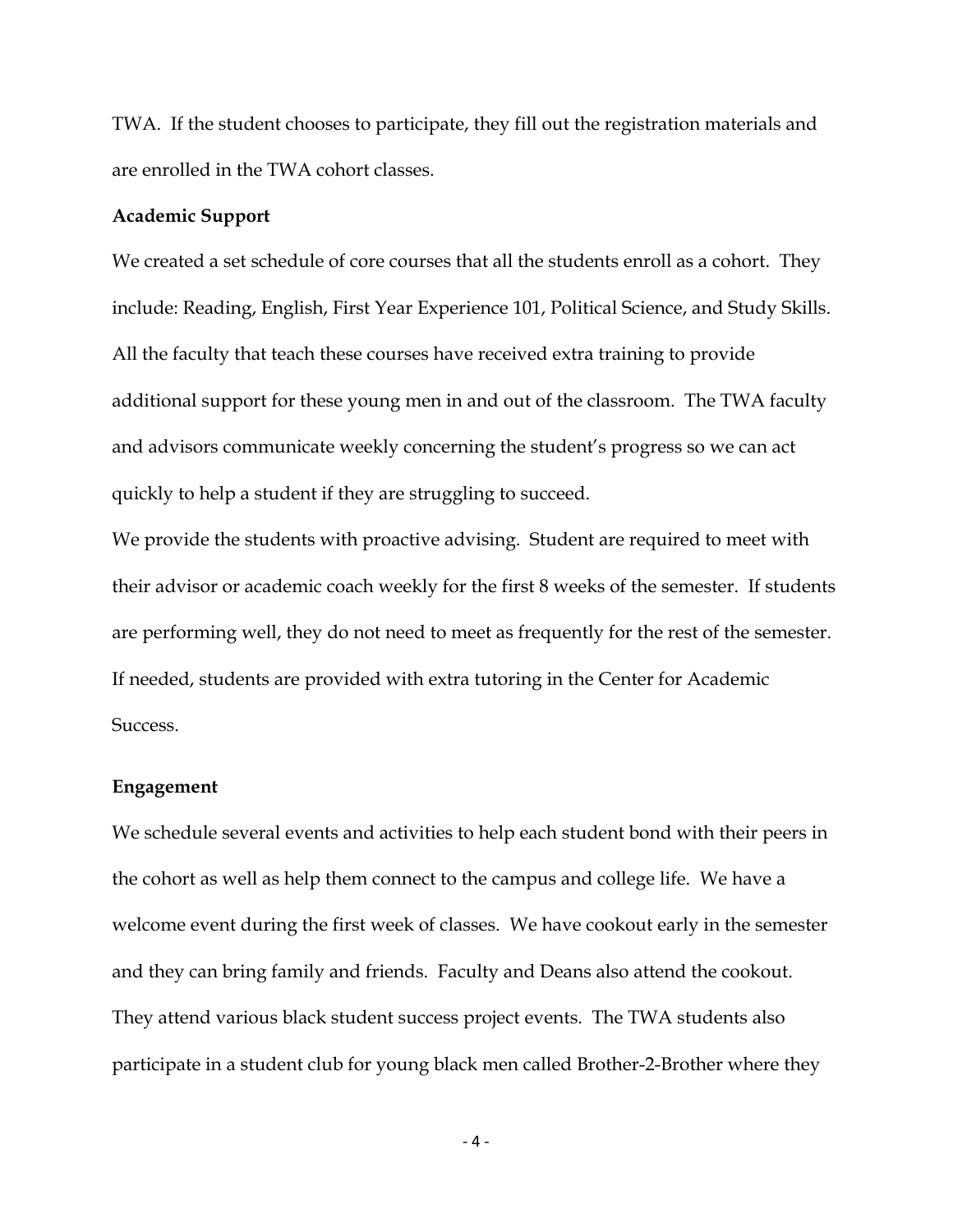TWA. If the student chooses to participate, they fill out the registration materials and are enrolled in the TWA cohort classes.

**Academic Support**

We created a set schedule of core courses that all the students enroll as a cohort. They include: Reading, English, First Year Experience 101, Political Science, and Study Skills. All the faculty that teach these courses have received extra training to provide additional support for these young men in and out of the classroom. The TWA faculty and advisors communicate weekly concerning the student's progress so we can act quickly to help a student if they are struggling to succeed.

We provide the students with proactive advising. Student are required to meet with their advisor or academic coach weekly for the first 8 weeks of the semester. If students are performing well, they do not need to meet as frequently for the rest of the semester. If needed, students are provided with extra tutoring in the Center for Academic Success.

**Engagement**

We schedule several events and activities to help each student bond with their peers in the cohort as well as help them connect to the campus and college life. We have a welcome event during the first week of classes. We have cookout early in the semester and they can bring family and friends. Faculty and Deans also attend the cookout. They attend various black student success project events. The TWA students also participate in a student club for young black men called Brother-2-Brother where they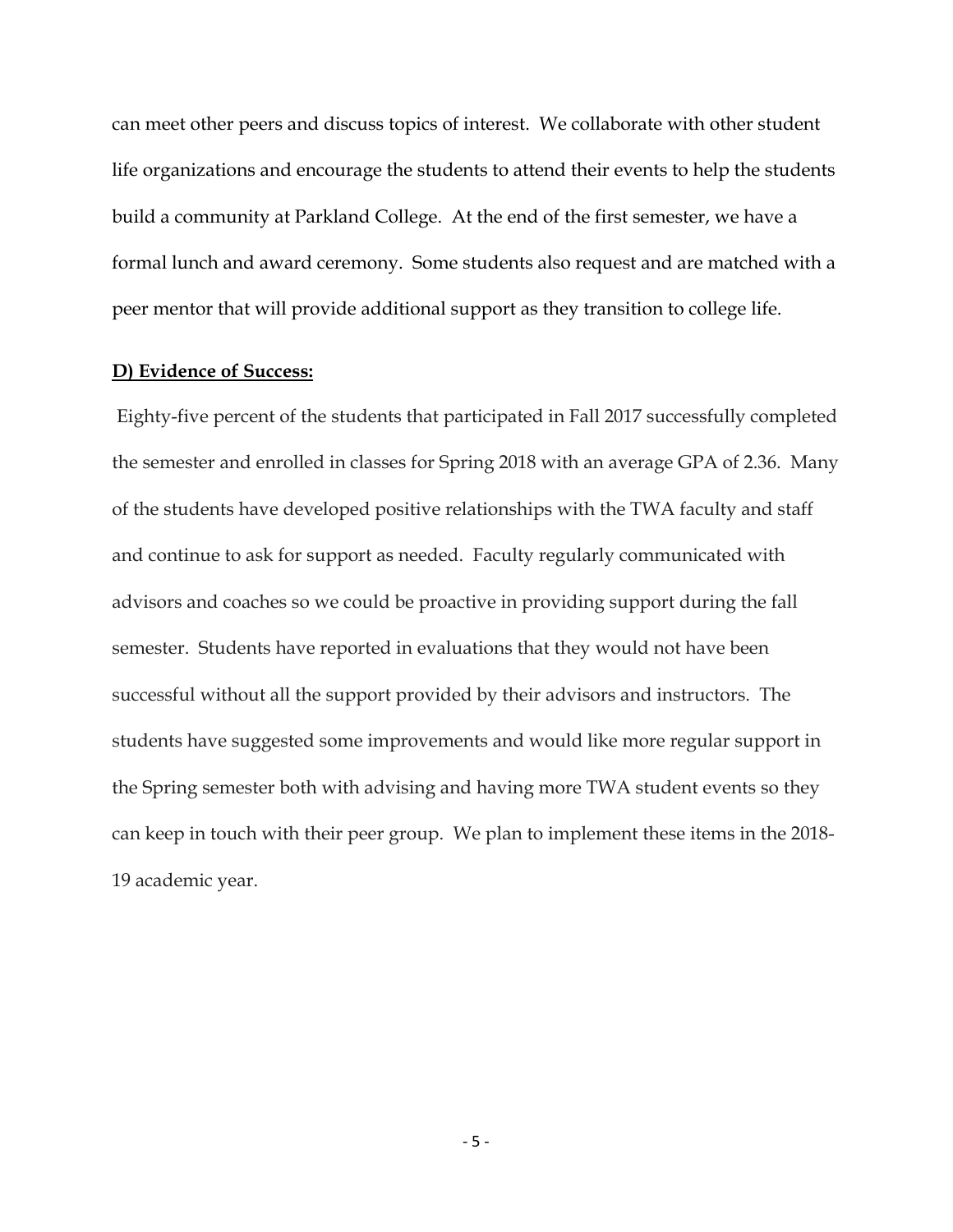can meet other peers and discuss topics of interest. We collaborate with other student life organizations and encourage the students to attend their events to help the students build a community at Parkland College. At the end of the first semester, we have a formal lunch and award ceremony. Some students also request and are matched with a peer mentor that will provide additional support as they transition to college life.

**<u>D) Evidence of Success:</u>**

Eighty-five percent of the students that participated in Fall 2017 successfully completed the semester and enrolled in classes for Spring 2018 with an average GPA of 2.36. Many of the students have developed positive relationships with the TWA faculty and staff and continue to ask for support as needed. Faculty regularly communicated with advisors and coaches so we could be proactive in providing support during the fall semester. Students have reported in evaluations that they would not have been successful without all the support provided by their advisors and instructors. The students have suggested some improvements and would like more regular support in the Spring semester both with advising and having more TWA student events so they can keep in touch with their peer group. We plan to implement these items in the 2018-19 academic year.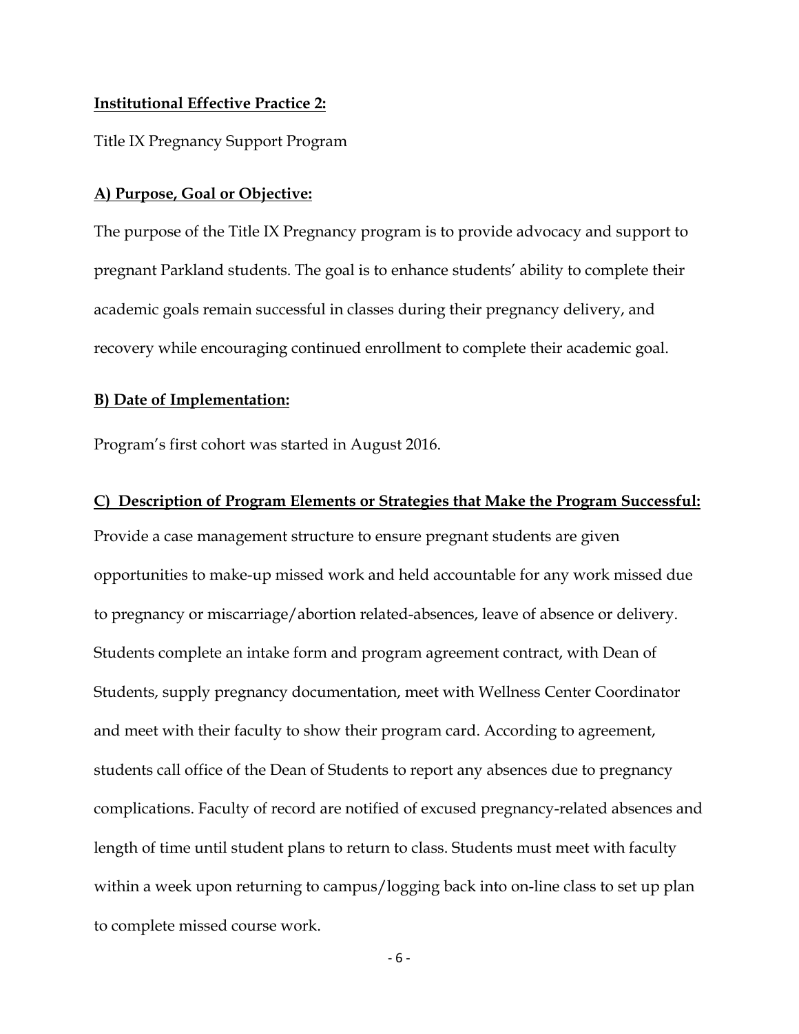**Institutional Effective Practice 2:**

Title IX Pregnancy Support Program

**A) Purpose, Goal or Objective:**

The purpose of the Title IX Pregnancy program is to provide advocacy and support to pregnant Parkland students. The goal is to enhance students' ability to complete their academic goals remain successful in classes during their pregnancy delivery, and recovery while encouraging continued enrollment to complete their academic goal.

**B) Date of Implementation:**

Program's first cohort was started in August 2016.

**C) Description of Program Elements or Strategies that Make the Program Successful:**

Provide a case management structure to ensure pregnant students are given opportunities to make-up missed work and held accountable for any work missed due to pregnancy or miscarriage/abortion related-absences, leave of absence or delivery. Students complete an intake form and program agreement contract, with Dean of Students, supply pregnancy documentation, meet with Wellness Center Coordinator and meet with their faculty to show their program card. According to agreement, students call office of the Dean of Students to report any absences due to pregnancy complications. Faculty of record are notified of excused pregnancy-related absences and length of time until student plans to return to class. Students must meet with faculty within a week upon returning to campus/logging back into on-line class to set up plan to complete missed course work.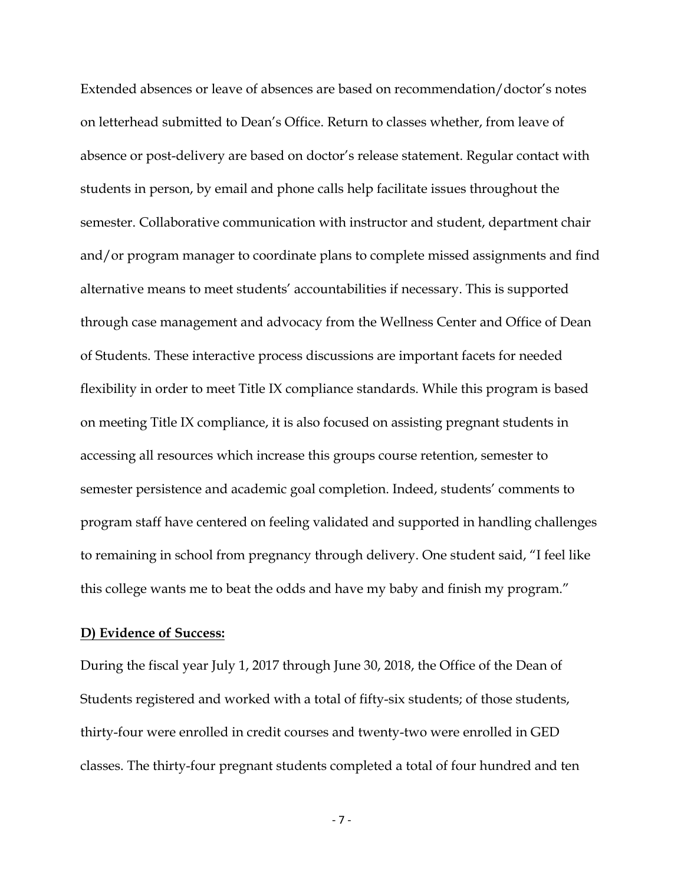Extended absences or leave of absences are based on recommendation/doctor's notes on letterhead submitted to Dean's Office. Return to classes whether, from leave of absence or post-delivery are based on doctor's release statement. Regular contact with students in person, by email and phone calls help facilitate issues throughout the semester. Collaborative communication with instructor and student, department chair and/or program manager to coordinate plans to complete missed assignments and find alternative means to meet students' accountabilities if necessary. This is supported through case management and advocacy from the Wellness Center and Office of Dean of Students. These interactive process discussions are important facets for needed flexibility in order to meet Title IX compliance standards. While this program is based on meeting Title IX compliance, it is also focused on assisting pregnant students in accessing all resources which increase this groups course retention, semester to semester persistence and academic goal completion. Indeed, students' comments to program staff have centered on feeling validated and supported in handling challenges to remaining in school from pregnancy through delivery. One student said, "I feel like this college wants me to beat the odds and have my baby and finish my program."

**D) Evidence of Success:**

During the fiscal year July 1, 2017 through June 30, 2018, the Office of the Dean of Students registered and worked with a total of fifty-six students; of those students, thirty-four were enrolled in credit courses and twenty-two were enrolled in GED classes. The thirty-four pregnant students completed a total of four hundred and ten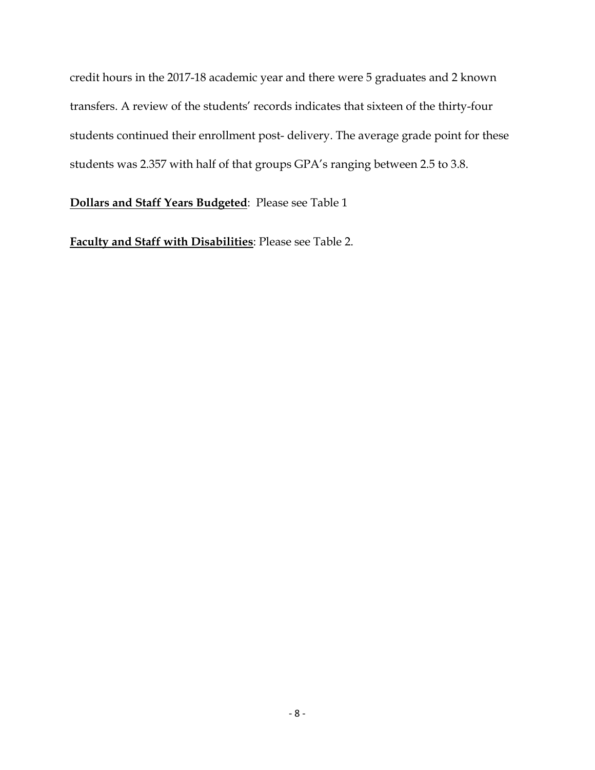credit hours in the 2017-18 academic year and there were 5 graduates and 2 known transfers. A review of the students' records indicates that sixteen of the thirty-four students continued their enrollment post- delivery. The average grade point for these students was 2.357 with half of that groups GPA's ranging between 2.5 to 3.8.

**<u>Dollars and Staff Years Budgeted</u>**: Please see Table 1

**<u>Faculty and Staff with Disabilities</u>**: Please see Table 2.